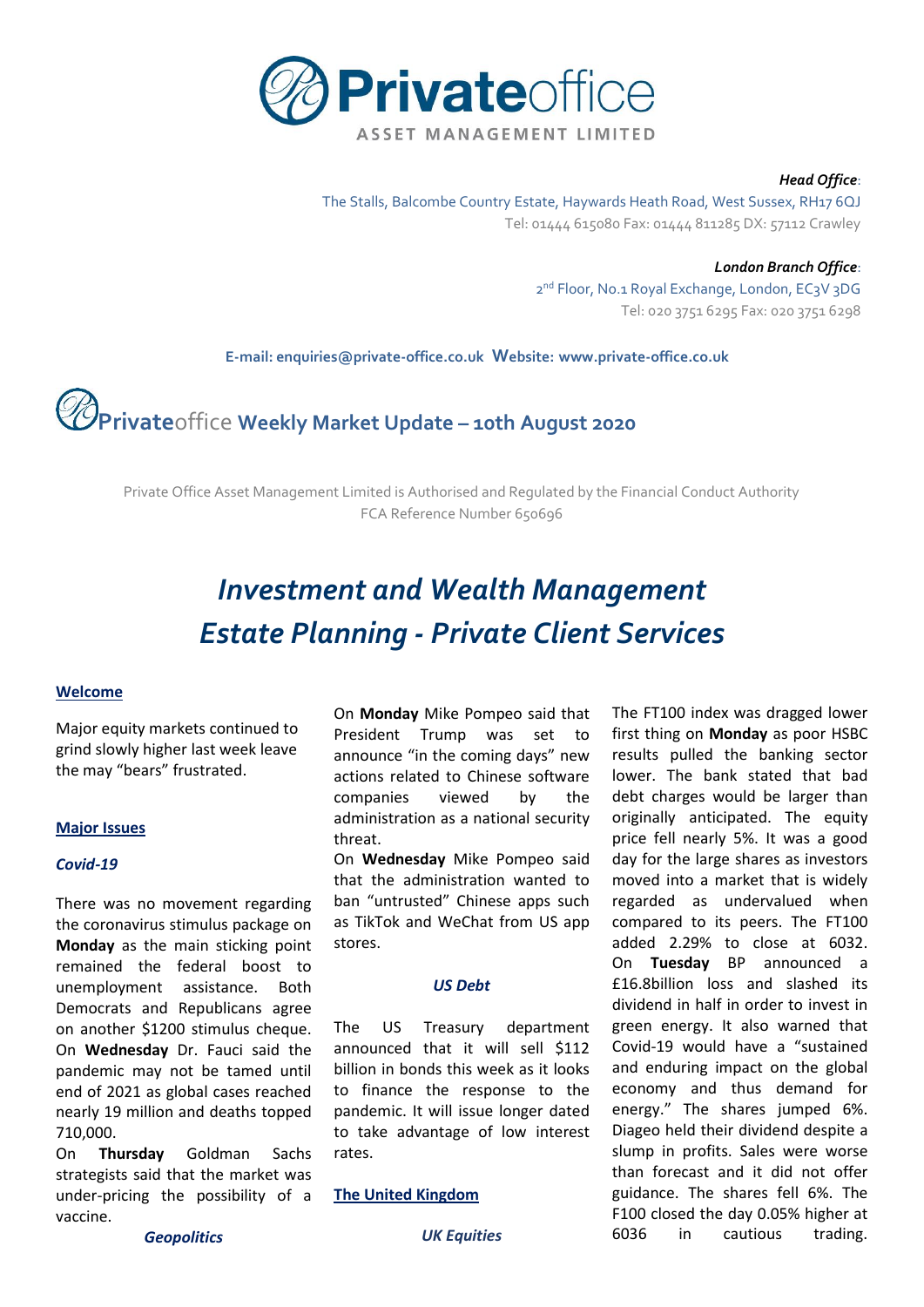# **Private**office

ASSET MANAGEMENT LIMITED

***Head Office***:
The Stalls, Balcombe Country Estate, Haywards Heath Road, West Sussex, RH17 6QJ
Tel: 01444 615080 Fax: 01444 811285 DX: 57112 Crawley

***London Branch Office***:
2nd Floor, No.1 Royal Exchange, London, EC3V 3DG
Tel: 020 3751 6295 Fax: 020 3751 6298

**E-mail: enquiries@private-office.co.uk Website: www.private-office.co.uk**

## **Private**office **Weekly Market Update – 10th August 2020**

Private Office Asset Management Limited is Authorised and Regulated by the Financial Conduct Authority
FCA Reference Number 650696

# *Investment and Wealth Management*
# *Estate Planning - Private Client Services*

### **Welcome**

Major equity markets continued to grind slowly higher last week leave the may "bears" frustrated.

### **Major Issues**

#### ***Covid-19***

There was no movement regarding the coronavirus stimulus package on **Monday** as the main sticking point remained the federal boost to unemployment assistance. Both Democrats and Republicans agree on another $1200 stimulus cheque.
On **Wednesday** Dr. Fauci said the pandemic may not be tamed until end of 2021 as global cases reached nearly 19 million and deaths topped 710,000.
On **Thursday** Goldman Sachs strategists said that the market was under-pricing the possibility of a vaccine.

#### ***Geopolitics***

On **Monday** Mike Pompeo said that President Trump was set to announce "in the coming days" new actions related to Chinese software companies viewed by the administration as a national security threat.
On **Wednesday** Mike Pompeo said that the administration wanted to ban "untrusted" Chinese apps such as TikTok and WeChat from US app stores.

#### ***US Debt***

The US Treasury department announced that it will sell $112 billion in bonds this week as it looks to finance the response to the pandemic. It will issue longer dated to take advantage of low interest rates.

### **The United Kingdom**

#### ***UK Equities***

The FT100 index was dragged lower first thing on **Monday** as poor HSBC results pulled the banking sector lower. The bank stated that bad debt charges would be larger than originally anticipated. The equity price fell nearly 5%. It was a good day for the large shares as investors moved into a market that is widely regarded as undervalued when compared to its peers. The FT100 added 2.29% to close at 6032.
On **Tuesday** BP announced a £16.8billion loss and slashed its dividend in half in order to invest in green energy. It also warned that Covid-19 would have a "sustained and enduring impact on the global economy and thus demand for energy." The shares jumped 6%. Diageo held their dividend despite a slump in profits. Sales were worse than forecast and it did not offer guidance. The shares fell 6%. The F100 closed the day 0.05% higher at 6036 in cautious trading.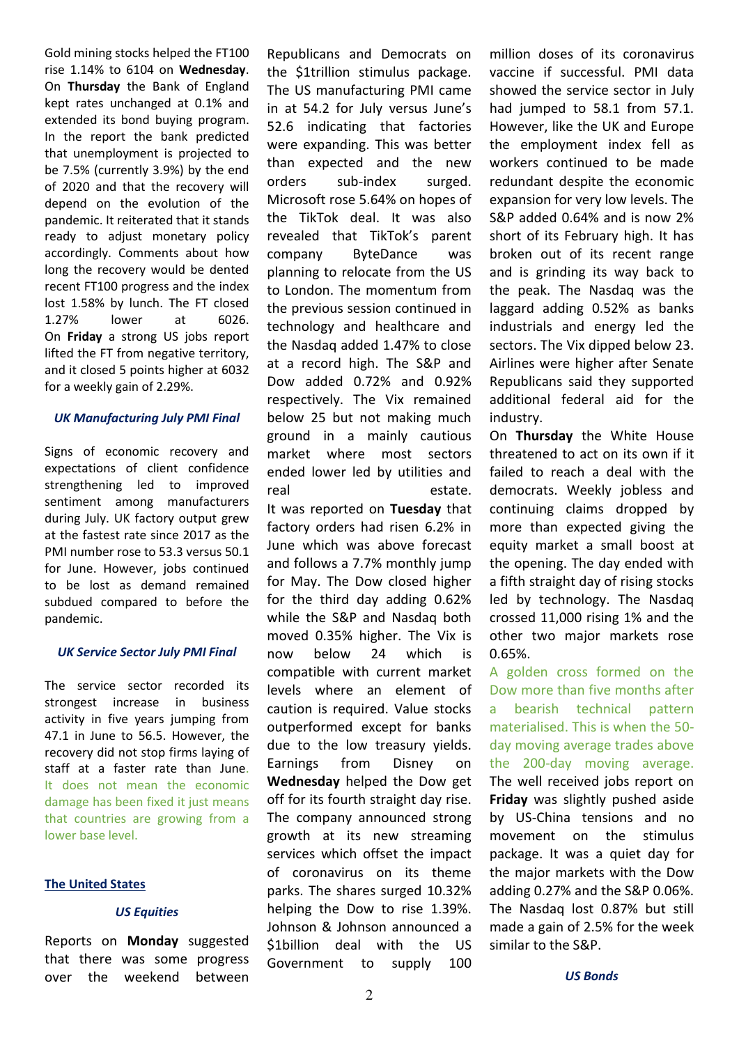Gold mining stocks helped the FT100 rise 1.14% to 6104 on **Wednesday**. On **Thursday** the Bank of England kept rates unchanged at 0.1% and extended its bond buying program. In the report the bank predicted that unemployment is projected to be 7.5% (currently 3.9%) by the end of 2020 and that the recovery will depend on the evolution of the pandemic. It reiterated that it stands ready to adjust monetary policy accordingly. Comments about how long the recovery would be dented recent FT100 progress and the index lost 1.58% by lunch. The FT closed 1.27% lower at 6026. On **Friday** a strong US jobs report lifted the FT from negative territory, and it closed 5 points higher at 6032 for a weekly gain of 2.29%.

### *UK Manufacturing July PMI Final*

Signs of economic recovery and expectations of client confidence strengthening led to improved sentiment among manufacturers during July. UK factory output grew at the fastest rate since 2017 as the PMI number rose to 53.3 versus 50.1 for June. However, jobs continued to be lost as demand remained subdued compared to before the pandemic.

### *UK Service Sector July PMI Final*

The service sector recorded its strongest increase in business activity in five years jumping from 47.1 in June to 56.5. However, the recovery did not stop firms laying of staff at a faster rate than June. It does not mean the economic damage has been fixed it just means that countries are growing from a lower base level.

## The United States

### *US Equities*

Reports on **Monday** suggested that there was some progress over the weekend between Republicans and Democrats on the $1trillion stimulus package. The US manufacturing PMI came in at 54.2 for July versus June's 52.6 indicating that factories were expanding. This was better than expected and the new orders sub-index surged. Microsoft rose 5.64% on hopes of the TikTok deal. It was also revealed that TikTok's parent company ByteDance was planning to relocate from the US to London. The momentum from the previous session continued in technology and healthcare and the Nasdaq added 1.47% to close at a record high. The S&P and Dow added 0.72% and 0.92% respectively. The Vix remained below 25 but not making much ground in a mainly cautious market where most sectors ended lower led by utilities and real estate.
It was reported on **Tuesday** that factory orders had risen 6.2% in June which was above forecast and follows a 7.7% monthly jump for May. The Dow closed higher for the third day adding 0.62% while the S&P and Nasdaq both moved 0.35% higher. The Vix is now below 24 which is compatible with current market levels where an element of caution is required. Value stocks outperformed except for banks due to the low treasury yields. Earnings from Disney on **Wednesday** helped the Dow get off for its fourth straight day rise. The company announced strong growth at its new streaming services which offset the impact of coronavirus on its theme parks. The shares surged 10.32% helping the Dow to rise 1.39%. Johnson & Johnson announced a $1billion deal with the US Government to supply 100 million doses of its coronavirus vaccine if successful. PMI data showed the service sector in July had jumped to 58.1 from 57.1. However, like the UK and Europe the employment index fell as workers continued to be made redundant despite the economic expansion for very low levels. The S&P added 0.64% and is now 2% short of its February high. It has broken out of its recent range and is grinding its way back to the peak. The Nasdaq was the laggard adding 0.52% as banks industrials and energy led the sectors. The Vix dipped below 23. Airlines were higher after Senate Republicans said they supported additional federal aid for the industry.
On **Thursday** the White House threatened to act on its own if it failed to reach a deal with the democrats. Weekly jobless and continuing claims dropped by more than expected giving the equity market a small boost at the opening. The day ended with a fifth straight day of rising stocks led by technology. The Nasdaq crossed 11,000 rising 1% and the other two major markets rose 0.65%.
A golden cross formed on the Dow more than five months after a bearish technical pattern materialised. This is when the 50-day moving average trades above the 200-day moving average. The well received jobs report on **Friday** was slightly pushed aside by US-China tensions and no movement on the stimulus package. It was a quiet day for the major markets with the Dow adding 0.27% and the S&P 0.06%. The Nasdaq lost 0.87% but still made a gain of 2.5% for the week similar to the S&P.

### *US Bonds*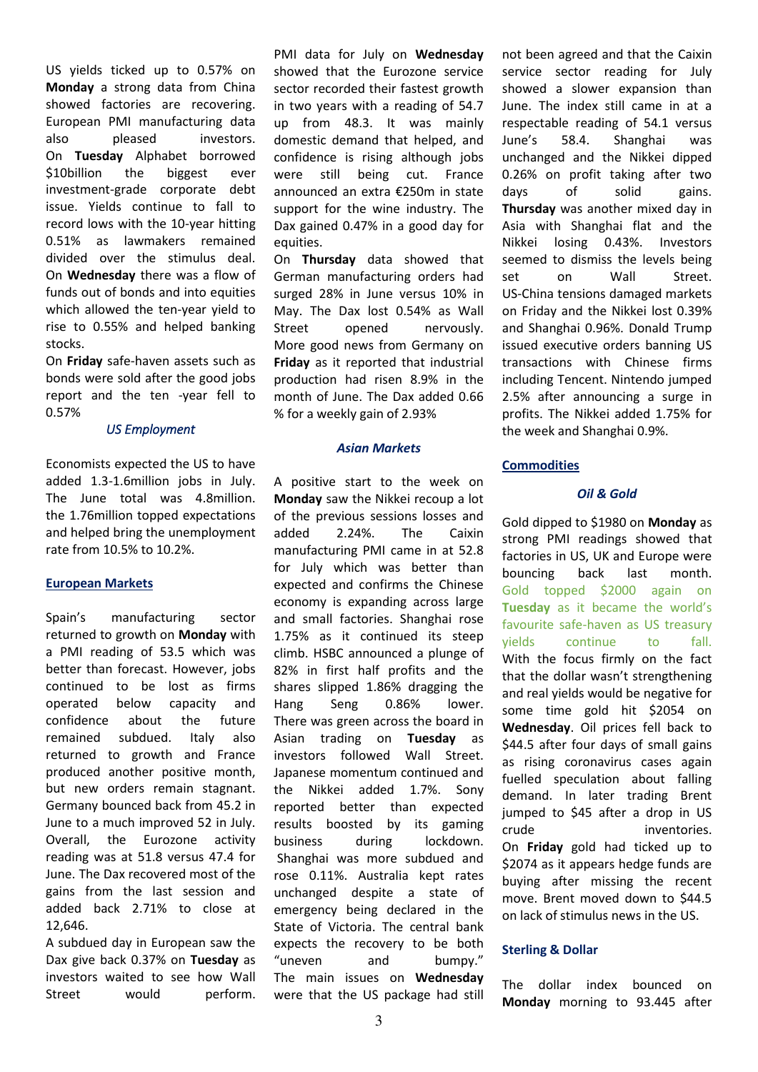US yields ticked up to 0.57% on **Monday** a strong data from China showed factories are recovering. European PMI manufacturing data also pleased investors. On **Tuesday** Alphabet borrowed $10billion the biggest ever investment-grade corporate debt issue. Yields continue to fall to record lows with the 10-year hitting 0.51% as lawmakers remained divided over the stimulus deal. On **Wednesday** there was a flow of funds out of bonds and into equities which allowed the ten-year yield to rise to 0.55% and helped banking stocks.

On **Friday** safe-haven assets such as bonds were sold after the good jobs report and the ten -year fell to 0.57%

### *US Employment*

Economists expected the US to have added 1.3-1.6million jobs in July. The June total was 4.8million. the 1.76million topped expectations and helped bring the unemployment rate from 10.5% to 10.2%.

## European Markets

Spain's manufacturing sector returned to growth on **Monday** with a PMI reading of 53.5 which was better than forecast. However, jobs continued to be lost as firms operated below capacity and confidence about the future remained subdued. Italy also returned to growth and France produced another positive month, but new orders remain stagnant. Germany bounced back from 45.2 in June to a much improved 52 in July. Overall, the Eurozone activity reading was at 51.8 versus 47.4 for June. The Dax recovered most of the gains from the last session and added back 2.71% to close at 12,646.

A subdued day in European saw the Dax give back 0.37% on **Tuesday** as investors waited to see how Wall Street would perform. PMI data for July on **Wednesday** showed that the Eurozone service sector recorded their fastest growth in two years with a reading of 54.7 up from 48.3. It was mainly domestic demand that helped, and confidence is rising although jobs were still being cut. France announced an extra €250m in state support for the wine industry. The Dax gained 0.47% in a good day for equities.

On **Thursday** data showed that German manufacturing orders had surged 28% in June versus 10% in May. The Dax lost 0.54% as Wall Street opened nervously. More good news from Germany on **Friday** as it reported that industrial production had risen 8.9% in the month of June. The Dax added 0.66 % for a weekly gain of 2.93%

### *Asian Markets*

A positive start to the week on **Monday** saw the Nikkei recoup a lot of the previous sessions losses and added 2.24%. The Caixin manufacturing PMI came in at 52.8 for July which was better than expected and confirms the Chinese economy is expanding across large and small factories. Shanghai rose 1.75% as it continued its steep climb. HSBC announced a plunge of 82% in first half profits and the shares slipped 1.86% dragging the Hang Seng 0.86% lower. There was green across the board in Asian trading on **Tuesday** as investors followed Wall Street. Japanese momentum continued and the Nikkei added 1.7%. Sony reported better than expected results boosted by its gaming business during lockdown. Shanghai was more subdued and rose 0.11%. Australia kept rates unchanged despite a state of emergency being declared in the State of Victoria. The central bank expects the recovery to be both "uneven and bumpy." The main issues on **Wednesday** were that the US package had still not been agreed and that the Caixin service sector reading for July showed a slower expansion than June. The index still came in at a respectable reading of 54.1 versus June's 58.4. Shanghai was unchanged and the Nikkei dipped 0.26% on profit taking after two days of solid gains. **Thursday** was another mixed day in Asia with Shanghai flat and the Nikkei losing 0.43%. Investors seemed to dismiss the levels being set on Wall Street. US-China tensions damaged markets on Friday and the Nikkei lost 0.39% and Shanghai 0.96%. Donald Trump issued executive orders banning US transactions with Chinese firms including Tencent. Nintendo jumped 2.5% after announcing a surge in profits. The Nikkei added 1.75% for the week and Shanghai 0.9%.

## Commodities

### *Oil & Gold*

Gold dipped to $1980 on **Monday** as strong PMI readings showed that factories in US, UK and Europe were bouncing back last month. Gold topped $2000 again on **Tuesday** as it became the world's favourite safe-haven as US treasury yields continue to fall. With the focus firmly on the fact that the dollar wasn't strengthening and real yields would be negative for some time gold hit $2054 on **Wednesday**. Oil prices fell back to $44.5 after four days of small gains as rising coronavirus cases again fuelled speculation about falling demand. In later trading Brent jumped to $45 after a drop in US crude inventories.

On **Friday** gold had ticked up to $2074 as it appears hedge funds are buying after missing the recent move. Brent moved down to $44.5 on lack of stimulus news in the US.

### Sterling & Dollar

The dollar index bounced on **Monday** morning to 93.445 after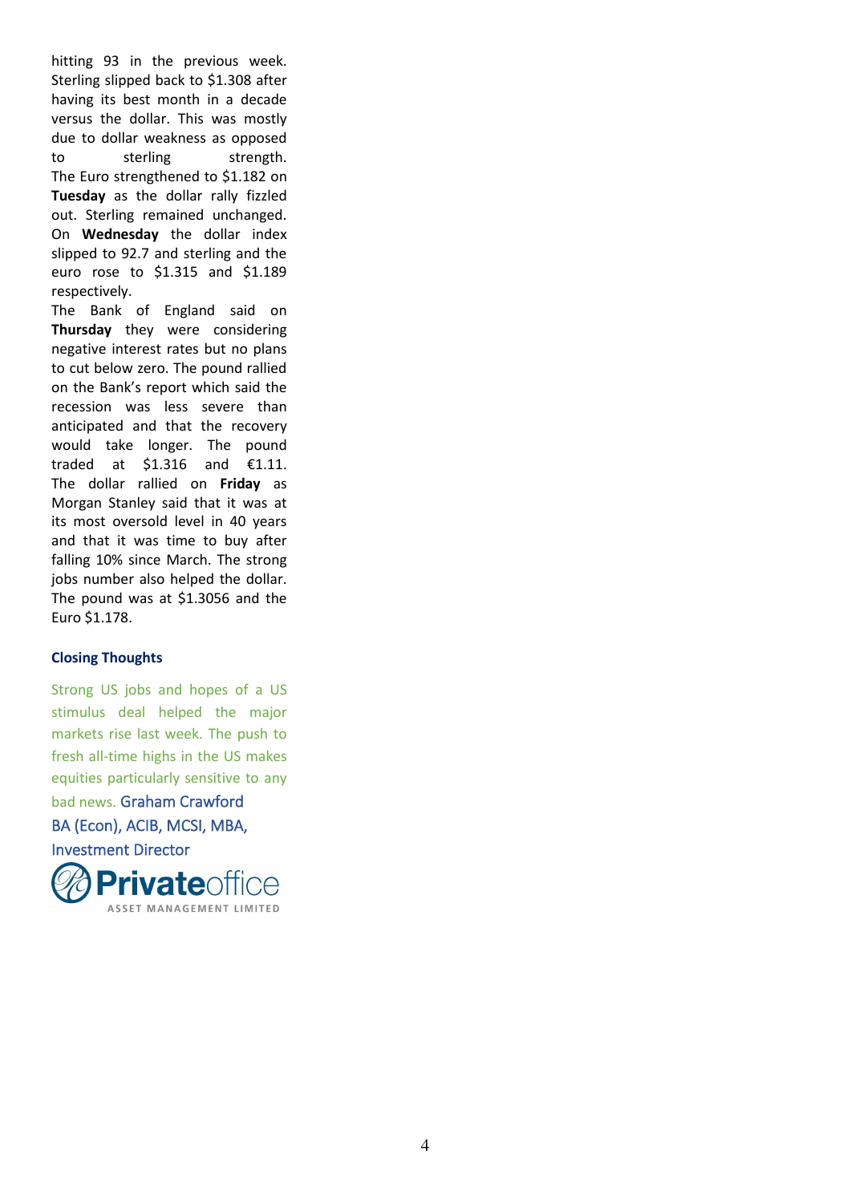hitting 93 in the previous week. Sterling slipped back to $1.308 after having its best month in a decade versus the dollar. This was mostly due to dollar weakness as opposed to sterling strength. The Euro strengthened to $1.182 on **Tuesday** as the dollar rally fizzled out. Sterling remained unchanged. On **Wednesday** the dollar index slipped to 92.7 and sterling and the euro rose to $1.315 and $1.189 respectively.

The Bank of England said on **Thursday** they were considering negative interest rates but no plans to cut below zero. The pound rallied on the Bank's report which said the recession was less severe than anticipated and that the recovery would take longer. The pound traded at $1.316 and €1.11. The dollar rallied on **Friday** as Morgan Stanley said that it was at its most oversold level in 40 years and that it was time to buy after falling 10% since March. The strong jobs number also helped the dollar. The pound was at $1.3056 and the Euro $1.178.

### Closing Thoughts

Strong US jobs and hopes of a US stimulus deal helped the major markets rise last week. The push to fresh all-time highs in the US makes equities particularly sensitive to any bad news. Graham Crawford BA (Econ), ACIB, MCSI, MBA, Investment Director

Privateoffice
ASSET MANAGEMENT LIMITED